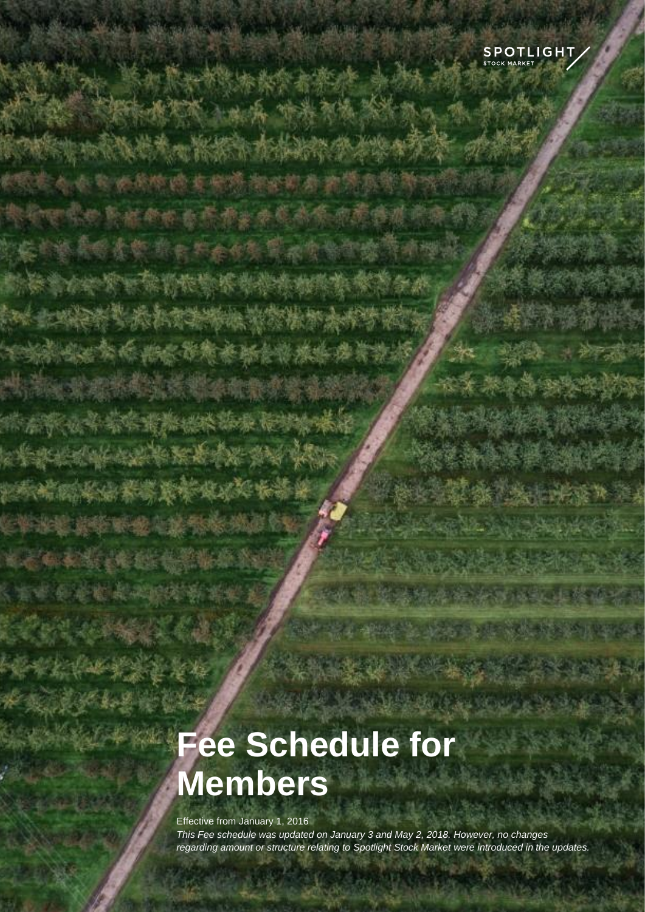SPOTLIGHT STOCK MARKET

# Fee Schedule for Members

Effective from January 1, 2016

*This Fee schedule was updated on January 3 and May 2, 2018. However, no changes regarding amount or structure relating to Spotlight Stock Market were introduced in the updates.*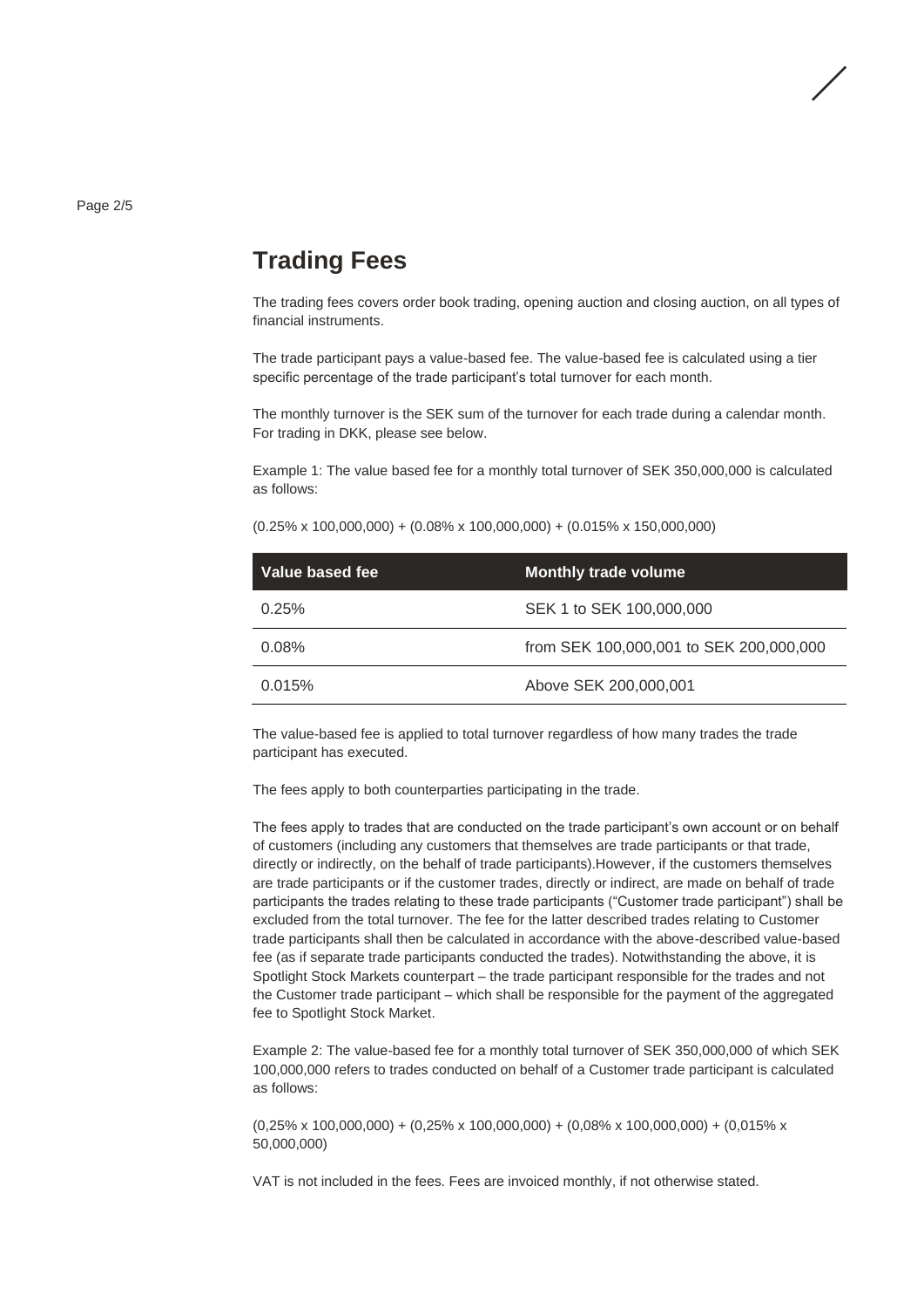## Trading Fees

The trading fees covers order book trading, opening auction and closing auction, on all types of financial instruments.

The trade participant pays a value-based fee. The value-based fee is calculated using a tier specific percentage of the trade participant's total turnover for each month.

The monthly turnover is the SEK sum of the turnover for each trade during a calendar month. For trading in DKK, please see below.

Example 1: The value based fee for a monthly total turnover of SEK 350,000,000 is calculated as follows:

(0.25% x 100,000,000) + (0.08% x 100,000,000) + (0.015% x 150,000,000)

| Value based fee | Monthly trade volume |
|---|---|
| 0.25% | SEK 1 to SEK 100,000,000 |
| 0.08% | from SEK 100,000,001 to SEK 200,000,000 |
| 0.015% | Above SEK 200,000,001 |

The value-based fee is applied to total turnover regardless of how many trades the trade participant has executed.

The fees apply to both counterparties participating in the trade.

The fees apply to trades that are conducted on the trade participant's own account or on behalf of customers (including any customers that themselves are trade participants or that trade, directly or indirectly, on the behalf of trade participants).However, if the customers themselves are trade participants or if the customer trades, directly or indirect, are made on behalf of trade participants the trades relating to these trade participants ("Customer trade participant") shall be excluded from the total turnover. The fee for the latter described trades relating to Customer trade participants shall then be calculated in accordance with the above-described value-based fee (as if separate trade participants conducted the trades). Notwithstanding the above, it is Spotlight Stock Markets counterpart – the trade participant responsible for the trades and not the Customer trade participant – which shall be responsible for the payment of the aggregated fee to Spotlight Stock Market.

Example 2: The value-based fee for a monthly total turnover of SEK 350,000,000 of which SEK 100,000,000 refers to trades conducted on behalf of a Customer trade participant is calculated as follows:

(0,25% x 100,000,000) + (0,25% x 100,000,000) + (0,08% x 100,000,000) + (0,015% x 50,000,000)

VAT is not included in the fees. Fees are invoiced monthly, if not otherwise stated.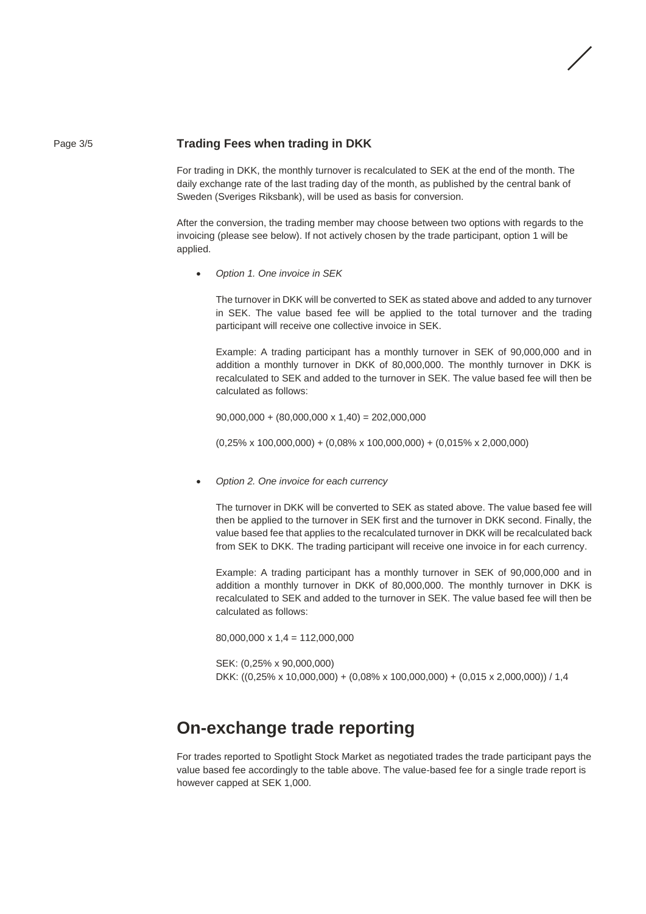## Trading Fees when trading in DKK

For trading in DKK, the monthly turnover is recalculated to SEK at the end of the month. The daily exchange rate of the last trading day of the month, as published by the central bank of Sweden (Sveriges Riksbank), will be used as basis for conversion.

After the conversion, the trading member may choose between two options with regards to the invoicing (please see below). If not actively chosen by the trade participant, option 1 will be applied.

- *Option 1. One invoice in SEK*

  The turnover in DKK will be converted to SEK as stated above and added to any turnover in SEK. The value based fee will be applied to the total turnover and the trading participant will receive one collective invoice in SEK.

  Example: A trading participant has a monthly turnover in SEK of 90,000,000 and in addition a monthly turnover in DKK of 80,000,000. The monthly turnover in DKK is recalculated to SEK and added to the turnover in SEK. The value based fee will then be calculated as follows:

  90,000,000 + (80,000,000 x 1,40) = 202,000,000

  (0,25% x 100,000,000) + (0,08% x 100,000,000) + (0,015% x 2,000,000)

- *Option 2. One invoice for each currency*

  The turnover in DKK will be converted to SEK as stated above. The value based fee will then be applied to the turnover in SEK first and the turnover in DKK second. Finally, the value based fee that applies to the recalculated turnover in DKK will be recalculated back from SEK to DKK. The trading participant will receive one invoice in for each currency.

  Example: A trading participant has a monthly turnover in SEK of 90,000,000 and in addition a monthly turnover in DKK of 80,000,000. The monthly turnover in DKK is recalculated to SEK and added to the turnover in SEK. The value based fee will then be calculated as follows:

  80,000,000 x 1,4 = 112,000,000

  SEK: (0,25% x 90,000,000)
  DKK: ((0,25% x 10,000,000) + (0,08% x 100,000,000) + (0,015 x 2,000,000)) / 1,4

# On-exchange trade reporting

For trades reported to Spotlight Stock Market as negotiated trades the trade participant pays the value based fee accordingly to the table above. The value-based fee for a single trade report is however capped at SEK 1,000.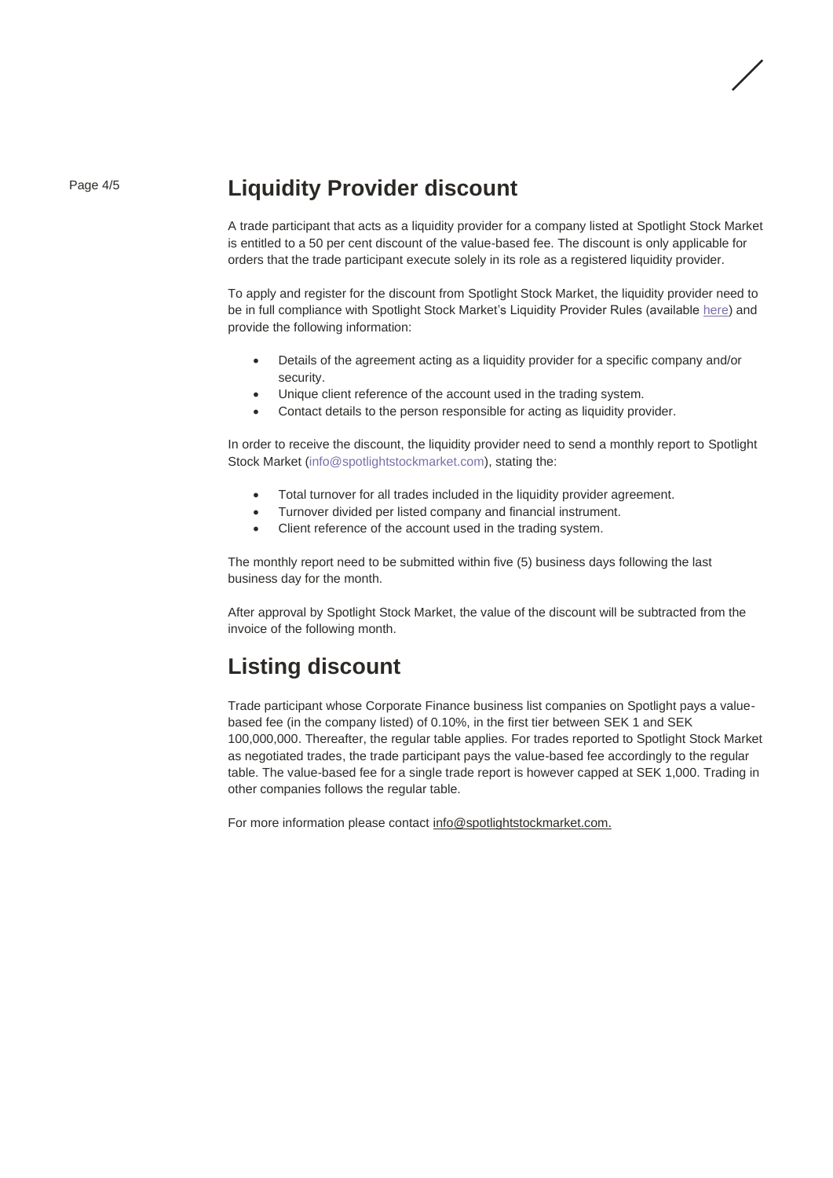## Liquidity Provider discount

A trade participant that acts as a liquidity provider for a company listed at Spotlight Stock Market is entitled to a 50 per cent discount of the value-based fee. The discount is only applicable for orders that the trade participant execute solely in its role as a registered liquidity provider.

To apply and register for the discount from Spotlight Stock Market, the liquidity provider need to be in full compliance with Spotlight Stock Market's Liquidity Provider Rules (available here) and provide the following information:

- Details of the agreement acting as a liquidity provider for a specific company and/or security.
- Unique client reference of the account used in the trading system.
- Contact details to the person responsible for acting as liquidity provider.

In order to receive the discount, the liquidity provider need to send a monthly report to Spotlight Stock Market (info@spotlightstockmarket.com), stating the:

- Total turnover for all trades included in the liquidity provider agreement.
- Turnover divided per listed company and financial instrument.
- Client reference of the account used in the trading system.

The monthly report need to be submitted within five (5) business days following the last business day for the month.

After approval by Spotlight Stock Market, the value of the discount will be subtracted from the invoice of the following month.

## Listing discount

Trade participant whose Corporate Finance business list companies on Spotlight pays a value-based fee (in the company listed) of 0.10%, in the first tier between SEK 1 and SEK 100,000,000. Thereafter, the regular table applies. For trades reported to Spotlight Stock Market as negotiated trades, the trade participant pays the value-based fee accordingly to the regular table. The value-based fee for a single trade report is however capped at SEK 1,000. Trading in other companies follows the regular table.

For more information please contact info@spotlightstockmarket.com.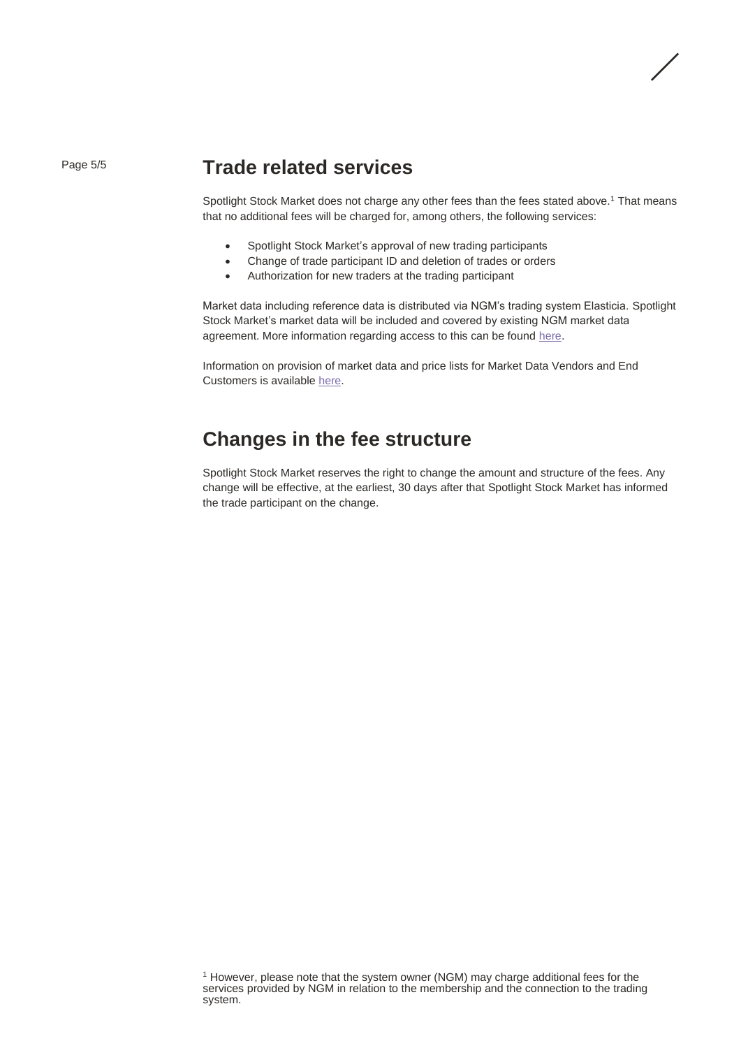## Trade related services

Spotlight Stock Market does not charge any other fees than the fees stated above.[1] That means that no additional fees will be charged for, among others, the following services:

- Spotlight Stock Market's approval of new trading participants
- Change of trade participant ID and deletion of trades or orders
- Authorization for new traders at the trading participant

Market data including reference data is distributed via NGM's trading system Elasticia. Spotlight Stock Market's market data will be included and covered by existing NGM market data agreement. More information regarding access to this can be found here.

Information on provision of market data and price lists for Market Data Vendors and End Customers is available here.

## Changes in the fee structure

Spotlight Stock Market reserves the right to change the amount and structure of the fees. Any change will be effective, at the earliest, 30 days after that Spotlight Stock Market has informed the trade participant on the change.

[1] However, please note that the system owner (NGM) may charge additional fees for the services provided by NGM in relation to the membership and the connection to the trading system.